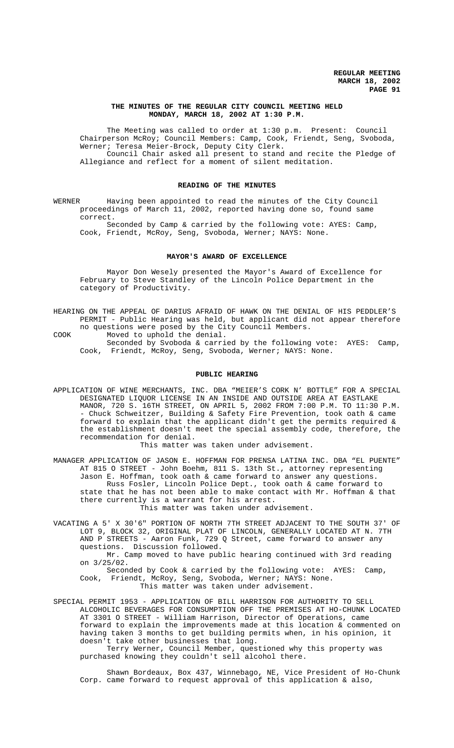**REGULAR MEETING**
**MARCH 18, 2002**

## THE MINUTES OF THE REGULAR CITY COUNCIL MEETING HELD MONDAY, MARCH 18, 2002 AT 1:30 P.M.

The Meeting was called to order at 1:30 p.m. Present: Council Chairperson McRoy; Council Members: Camp, Cook, Friendt, Seng, Svoboda, Werner; Teresa Meier-Brock, Deputy City Clerk.

Council Chair asked all present to stand and recite the Pledge of Allegiance and reflect for a moment of silent meditation.

### READING OF THE MINUTES

WERNER Having been appointed to read the minutes of the City Council proceedings of March 11, 2002, reported having done so, found same correct.

Seconded by Camp & carried by the following vote: AYES: Camp, Cook, Friendt, McRoy, Seng, Svoboda, Werner; NAYS: None.

### MAYOR'S AWARD OF EXCELLENCE

Mayor Don Wesely presented the Mayor's Award of Excellence for February to Steve Standley of the Lincoln Police Department in the category of Productivity.

HEARING ON THE APPEAL OF DARIUS AFRAID OF HAWK ON THE DENIAL OF HIS PEDDLER'S PERMIT - Public Hearing was held, but applicant did not appear therefore no questions were posed by the City Council Members.

COOK Moved to uphold the denial.

Seconded by Svoboda & carried by the following vote: AYES: Camp, Cook, Friendt, McRoy, Seng, Svoboda, Werner; NAYS: None.

### PUBLIC HEARING

APPLICATION OF WINE MERCHANTS, INC. DBA "MEIER'S CORK N' BOTTLE" FOR A SPECIAL DESIGNATED LIQUOR LICENSE IN AN INSIDE AND OUTSIDE AREA AT EASTLAKE MANOR, 720 S. 16TH STREET, ON APRIL 5, 2002 FROM 7:00 P.M. TO 11:30 P.M. - Chuck Schweitzer, Building & Safety Fire Prevention, took oath & came forward to explain that the applicant didn't get the permits required & the establishment doesn't meet the special assembly code, therefore, the recommendation for denial.

This matter was taken under advisement.

MANAGER APPLICATION OF JASON E. HOFFMAN FOR PRENSA LATINA INC. DBA "EL PUENTE" AT 815 O STREET - John Boehm, 811 S. 13th St., attorney representing Jason E. Hoffman, took oath & came forward to answer any questions.

Russ Fosler, Lincoln Police Dept., took oath & came forward to state that he has not been able to make contact with Mr. Hoffman & that there currently is a warrant for his arrest.

This matter was taken under advisement.

VACATING A 5' X 30'6" PORTION OF NORTH 7TH STREET ADJACENT TO THE SOUTH 37' OF LOT 9, BLOCK 32, ORIGINAL PLAT OF LINCOLN, GENERALLY LOCATED AT N. 7TH AND P STREETS - Aaron Funk, 729 Q Street, came forward to answer any questions. Discussion followed.

Mr. Camp moved to have public hearing continued with 3rd reading on 3/25/02.

Seconded by Cook & carried by the following vote: AYES: Camp, Cook, Friendt, McRoy, Seng, Svoboda, Werner; NAYS: None.

This matter was taken under advisement.

SPECIAL PERMIT 1953 - APPLICATION OF BILL HARRISON FOR AUTHORITY TO SELL ALCOHOLIC BEVERAGES FOR CONSUMPTION OFF THE PREMISES AT HO-CHUNK LOCATED AT 3301 O STREET - William Harrison, Director of Operations, came forward to explain the improvements made at this location & commented on having taken 3 months to get building permits when, in his opinion, it doesn't take other businesses that long.

Terry Werner, Council Member, questioned why this property was purchased knowing they couldn't sell alcohol there.

Shawn Bordeaux, Box 437, Winnebago, NE, Vice President of Ho-Chunk Corp. came forward to request approval of this application & also,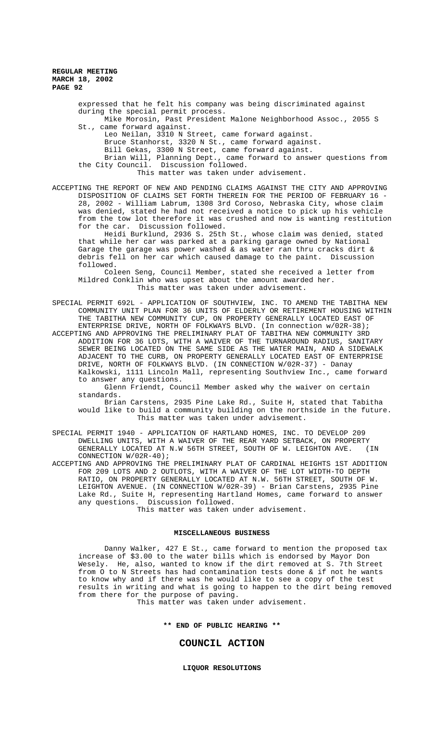expressed that he felt his company was being discriminated against during the special permit process.

Mike Morosin, Past President Malone Neighborhood Assoc., 2055 S St., came forward against.

Leo Neilan, 3310 N Street, came forward against.

Bruce Stanhorst, 3320 N St., came forward against.

Bill Gekas, 3300 N Street, came forward against.

Brian Will, Planning Dept., came forward to answer questions from the City Council. Discussion followed.

This matter was taken under advisement.

ACCEPTING THE REPORT OF NEW AND PENDING CLAIMS AGAINST THE CITY AND APPROVING DISPOSITION OF CLAIMS SET FORTH THEREIN FOR THE PERIOD OF FEBRUARY 16 - 28, 2002 - William Labrum, 1308 3rd Coroso, Nebraska City, whose claim was denied, stated he had not received a notice to pick up his vehicle from the tow lot therefore it was crushed and now is wanting restitution for the car. Discussion followed.

Heidi Burklund, 2936 S. 25th St., whose claim was denied, stated that while her car was parked at a parking garage owned by National Garage the garage was power washed & as water ran thru cracks dirt & debris fell on her car which caused damage to the paint. Discussion followed.

Coleen Seng, Council Member, stated she received a letter from Mildred Conklin who was upset about the amount awarded her.

This matter was taken under advisement.

SPECIAL PERMIT 692L - APPLICATION OF SOUTHVIEW, INC. TO AMEND THE TABITHA NEW COMMUNITY UNIT PLAN FOR 36 UNITS OF ELDERLY OR RETIREMENT HOUSING WITHIN THE TABITHA NEW COMMUNITY CUP, ON PROPERTY GENERALLY LOCATED EAST OF ENTERPRISE DRIVE, NORTH OF FOLKWAYS BLVD. (In connection w/02R-38);

ACCEPTING AND APPROVING THE PRELIMINARY PLAT OF TABITHA NEW COMMUNITY 3RD ADDITION FOR 36 LOTS, WITH A WAIVER OF THE TURNAROUND RADIUS, SANITARY SEWER BEING LOCATED ON THE SAME SIDE AS THE WATER MAIN, AND A SIDEWALK ADJACENT TO THE CURB, ON PROPERTY GENERALLY LOCATED EAST OF ENTERPRISE DRIVE, NORTH OF FOLKWAYS BLVD. (IN CONNECTION W/02R-37) - Danay Kalkowski, 1111 Lincoln Mall, representing Southview Inc., came forward to answer any questions.

Glenn Friendt, Council Member asked why the waiver on certain standards.

Brian Carstens, 2935 Pine Lake Rd., Suite H, stated that Tabitha would like to build a community building on the northside in the future.

This matter was taken under advisement.

SPECIAL PERMIT 1940 - APPLICATION OF HARTLAND HOMES, INC. TO DEVELOP 209 DWELLING UNITS, WITH A WAIVER OF THE REAR YARD SETBACK, ON PROPERTY GENERALLY LOCATED AT N.W 56TH STREET, SOUTH OF W. LEIGHTON AVE. (IN CONNECTION W/02R-40);

ACCEPTING AND APPROVING THE PRELIMINARY PLAT OF CARDINAL HEIGHTS 1ST ADDITION FOR 209 LOTS AND 2 OUTLOTS, WITH A WAIVER OF THE LOT WIDTH-TO DEPTH RATIO, ON PROPERTY GENERALLY LOCATED AT N.W. 56TH STREET, SOUTH OF W. LEIGHTON AVENUE. (IN CONNECTION W/02R-39) - Brian Carstens, 2935 Pine Lake Rd., Suite H, representing Hartland Homes, came forward to answer any questions. Discussion followed.

This matter was taken under advisement.

## MISCELLANEOUS BUSINESS

Danny Walker, 427 E St., came forward to mention the proposed tax increase of $3.00 to the water bills which is endorsed by Mayor Don Wesely. He, also, wanted to know if the dirt removed at S. 7th Street from O to N Streets has had contamination tests done & if not he wants to know why and if there was he would like to see a copy of the test results in writing and what is going to happen to the dirt being removed from there for the purpose of paving.

This matter was taken under advisement.

**\*\* END OF PUBLIC HEARING \*\***

# COUNCIL ACTION

## LIQUOR RESOLUTIONS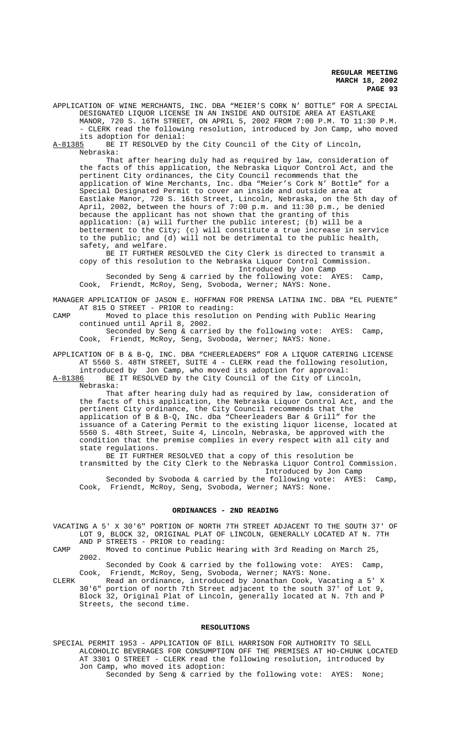APPLICATION OF WINE MERCHANTS, INC. DBA "MEIER'S CORK N' BOTTLE" FOR A SPECIAL DESIGNATED LIQUOR LICENSE IN AN INSIDE AND OUTSIDE AREA AT EASTLAKE MANOR, 720 S. 16TH STREET, ON APRIL 5, 2002 FROM 7:00 P.M. TO 11:30 P.M. - CLERK read the following resolution, introduced by Jon Camp, who moved its adoption for denial:

A-81385 BE IT RESOLVED by the City Council of the City of Lincoln, Nebraska:

That after hearing duly had as required by law, consideration of the facts of this application, the Nebraska Liquor Control Act, and the pertinent City ordinances, the City Council recommends that the application of Wine Merchants, Inc. dba "Meier's Cork N' Bottle" for a Special Designated Permit to cover an inside and outside area at Eastlake Manor, 720 S. 16th Street, Lincoln, Nebraska, on the 5th day of April, 2002, between the hours of 7:00 p.m. and 11:30 p.m., be denied because the applicant has not shown that the granting of this application: (a) will further the public interest; (b) will be a betterment to the City; (c) will constitute a true increase in service to the public; and (d) will not be detrimental to the public health, safety, and welfare.

BE IT FURTHER RESOLVED the City Clerk is directed to transmit a copy of this resolution to the Nebraska Liquor Control Commission.

Introduced by Jon Camp

Seconded by Seng & carried by the following vote: AYES: Camp, Cook, Friendt, McRoy, Seng, Svoboda, Werner; NAYS: None.

MANAGER APPLICATION OF JASON E. HOFFMAN FOR PRENSA LATINA INC. DBA "EL PUENTE" AT 815 O STREET - PRIOR to reading:

CAMP Moved to place this resolution on Pending with Public Hearing continued until April 8, 2002.

Seconded by Seng & carried by the following vote: AYES: Camp, Cook, Friendt, McRoy, Seng, Svoboda, Werner; NAYS: None.

APPLICATION OF B & B-Q, INC. DBA "CHEERLEADERS" FOR A LIQUOR CATERING LICENSE AT 5560 S. 48TH STREET, SUITE 4 - CLERK read the following resolution, introduced by Jon Camp, who moved its adoption for approval:

A-81386 BE IT RESOLVED by the City Council of the City of Lincoln, Nebraska:

That after hearing duly had as required by law, consideration of the facts of this application, the Nebraska Liquor Control Act, and the pertinent City ordinance, the City Council recommends that the application of B & B-Q, INc. dba "Cheerleaders Bar & Grill" for the issuance of a Catering Permit to the existing liquor license, located at 5560 S. 48th Street, Suite 4, Lincoln, Nebraska, be approved with the condition that the premise complies in every respect with all city and state regulations.

BE IT FURTHER RESOLVED that a copy of this resolution be transmitted by the City Clerk to the Nebraska Liquor Control Commission.

Introduced by Jon Camp

Seconded by Svoboda & carried by the following vote: AYES: Camp, Cook, Friendt, McRoy, Seng, Svoboda, Werner; NAYS: None.

## ORDINANCES - 2ND READING

VACATING A 5' X 30'6" PORTION OF NORTH 7TH STREET ADJACENT TO THE SOUTH 37' OF LOT 9, BLOCK 32, ORIGINAL PLAT OF LINCOLN, GENERALLY LOCATED AT N. 7TH AND P STREETS - PRIOR to reading:

CAMP Moved to continue Public Hearing with 3rd Reading on March 25, 2002.

Seconded by Cook & carried by the following vote: AYES: Camp, Cook, Friendt, McRoy, Seng, Svoboda, Werner; NAYS: None.

CLERK Read an ordinance, introduced by Jonathan Cook, Vacating a 5' X 30'6" portion of north 7th Street adjacent to the south 37' of Lot 9, Block 32, Original Plat of Lincoln, generally located at N. 7th and P Streets, the second time.

## RESOLUTIONS

SPECIAL PERMIT 1953 - APPLICATION OF BILL HARRISON FOR AUTHORITY TO SELL ALCOHOLIC BEVERAGES FOR CONSUMPTION OFF THE PREMISES AT HO-CHUNK LOCATED AT 3301 O STREET - CLERK read the following resolution, introduced by Jon Camp, who moved its adoption:

Seconded by Seng & carried by the following vote: AYES: None;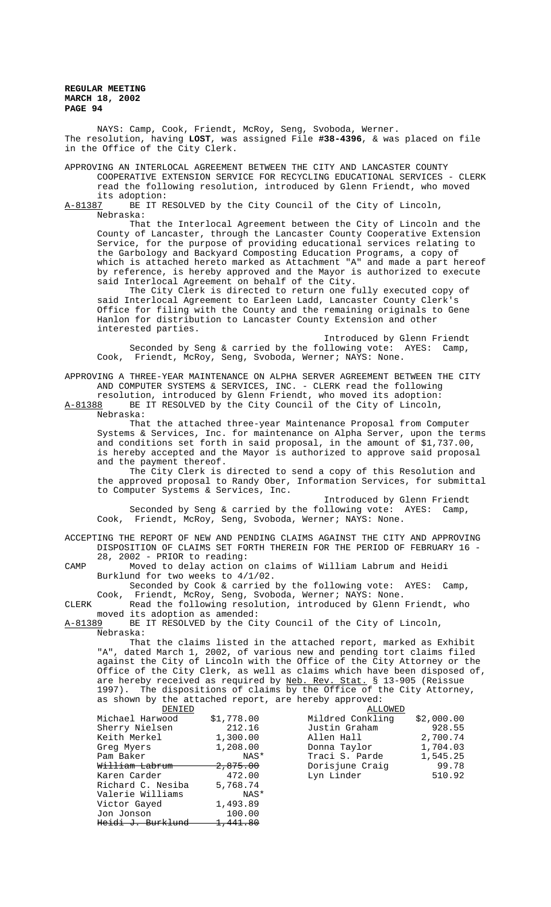NAYS: Camp, Cook, Friendt, McRoy, Seng, Svoboda, Werner.
The resolution, having **LOST**, was assigned File **#38-4396**, & was placed on file in the Office of the City Clerk.

APPROVING AN INTERLOCAL AGREEMENT BETWEEN THE CITY AND LANCASTER COUNTY COOPERATIVE EXTENSION SERVICE FOR RECYCLING EDUCATIONAL SERVICES - CLERK read the following resolution, introduced by Glenn Friendt, who moved its adoption:

A-81387 BE IT RESOLVED by the City Council of the City of Lincoln, Nebraska:

That the Interlocal Agreement between the City of Lincoln and the County of Lancaster, through the Lancaster County Cooperative Extension Service, for the purpose of providing educational services relating to the Garbology and Backyard Composting Education Programs, a copy of which is attached hereto marked as Attachment "A" and made a part hereof by reference, is hereby approved and the Mayor is authorized to execute said Interlocal Agreement on behalf of the City.

The City Clerk is directed to return one fully executed copy of said Interlocal Agreement to Earleen Ladd, Lancaster County Clerk's Office for filing with the County and the remaining originals to Gene Hanlon for distribution to Lancaster County Extension and other interested parties.

Introduced by Glenn Friendt

Seconded by Seng & carried by the following vote: AYES: Camp, Cook, Friendt, McRoy, Seng, Svoboda, Werner; NAYS: None.

APPROVING A THREE-YEAR MAINTENANCE ON ALPHA SERVER AGREEMENT BETWEEN THE CITY AND COMPUTER SYSTEMS & SERVICES, INC. - CLERK read the following resolution, introduced by Glenn Friendt, who moved its adoption:

A-81388 BE IT RESOLVED by the City Council of the City of Lincoln, Nebraska:

That the attached three-year Maintenance Proposal from Computer Systems & Services, Inc. for maintenance on Alpha Server, upon the terms and conditions set forth in said proposal, in the amount of $1,737.00, is hereby accepted and the Mayor is authorized to approve said proposal and the payment thereof.

The City Clerk is directed to send a copy of this Resolution and the approved proposal to Randy Ober, Information Services, for submittal to Computer Systems & Services, Inc.

Introduced by Glenn Friendt

Seconded by Seng & carried by the following vote: AYES: Camp, Cook, Friendt, McRoy, Seng, Svoboda, Werner; NAYS: None.

ACCEPTING THE REPORT OF NEW AND PENDING CLAIMS AGAINST THE CITY AND APPROVING DISPOSITION OF CLAIMS SET FORTH THEREIN FOR THE PERIOD OF FEBRUARY 16 - 28, 2002 - PRIOR to reading:

CAMP Moved to delay action on claims of William Labrum and Heidi Burklund for two weeks to 4/1/02.

Seconded by Cook & carried by the following vote: AYES: Camp, Cook, Friendt, McRoy, Seng, Svoboda, Werner; NAYS: None.

CLERK Read the following resolution, introduced by Glenn Friendt, who moved its adoption as amended:

A-81389 BE IT RESOLVED by the City Council of the City of Lincoln, Nebraska:

That the claims listed in the attached report, marked as Exhibit "A", dated March 1, 2002, of various new and pending tort claims filed against the City of Lincoln with the Office of the City Attorney or the Office of the City Clerk, as well as claims which have been disposed of, are hereby received as required by Neb. Rev. Stat. § 13-905 (Reissue 1997). The dispositions of claims by the Office of the City Attorney, as shown by the attached report, are hereby approved:

| DENIED | | ALLOWED | |
|---|---|---|---|
| Michael Harwood | $1,778.00 | Mildred Conkling | $2,000.00 |
| Sherry Nielsen | 212.16 | Justin Graham | 928.55 |
| Keith Merkel | 1,300.00 | Allen Hall | 2,700.74 |
| Greg Myers | 1,208.00 | Donna Taylor | 1,704.03 |
| Pam Baker | NAS* | Traci S. Parde | 1,545.25 |
| ~~William Labrum~~ | ~~2,875.00~~ | Dorisjune Craig | 99.78 |
| Karen Carder | 472.00 | Lyn Linder | 510.92 |
| Richard C. Nesiba | 5,768.74 | | |
| Valerie Williams | NAS* | | |
| Victor Gayed | 1,493.89 | | |
| Jon Jonson | 100.00 | | |
| ~~Heidi J. Burklund~~ | ~~1,441.80~~ | | |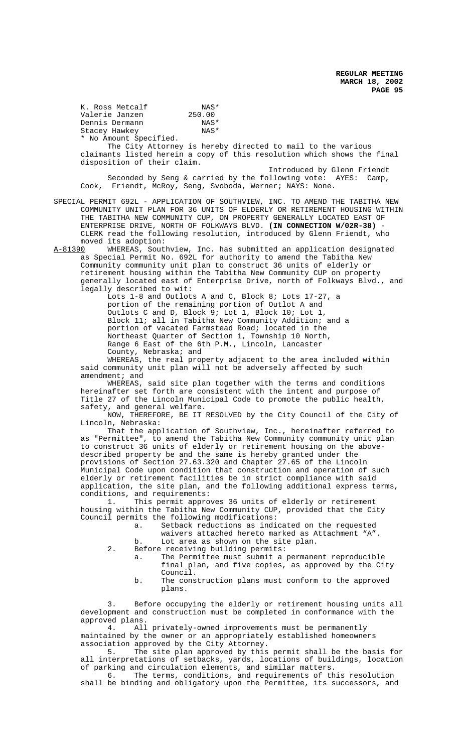| | |
|---|---|
| K. Ross Metcalf | NAS* |
| Valerie Janzen | 250.00 |
| Dennis Dermann | NAS* |
| Stacey Hawkey | NAS* |

* No Amount Specified.

The City Attorney is hereby directed to mail to the various claimants listed herein a copy of this resolution which shows the final disposition of their claim.

Introduced by Glenn Friendt

Seconded by Seng & carried by the following vote: AYES: Camp, Cook, Friendt, McRoy, Seng, Svoboda, Werner; NAYS: None.

SPECIAL PERMIT 692L - APPLICATION OF SOUTHVIEW, INC. TO AMEND THE TABITHA NEW COMMUNITY UNIT PLAN FOR 36 UNITS OF ELDERLY OR RETIREMENT HOUSING WITHIN THE TABITHA NEW COMMUNITY CUP, ON PROPERTY GENERALLY LOCATED EAST OF ENTERPRISE DRIVE, NORTH OF FOLKWAYS BLVD. **(IN CONNECTION W/02R-38)** - CLERK read the following resolution, introduced by Glenn Friendt, who moved its adoption:

A-81390 WHEREAS, Southview, Inc. has submitted an application designated as Special Permit No. 692L for authority to amend the Tabitha New Community community unit plan to construct 36 units of elderly or retirement housing within the Tabitha New Community CUP on property generally located east of Enterprise Drive, north of Folkways Blvd., and legally described to wit:

Lots 1-8 and Outlots A and C, Block 8; Lots 17-27, a portion of the remaining portion of Outlot A and Outlots C and D, Block 9; Lot 1, Block 10; Lot 1, Block 11; all in Tabitha New Community Addition; and a portion of vacated Farmstead Road; located in the Northeast Quarter of Section 1, Township 10 North, Range 6 East of the 6th P.M., Lincoln, Lancaster County, Nebraska; and

WHEREAS, the real property adjacent to the area included within said community unit plan will not be adversely affected by such amendment; and

WHEREAS, said site plan together with the terms and conditions hereinafter set forth are consistent with the intent and purpose of Title 27 of the Lincoln Municipal Code to promote the public health, safety, and general welfare.

NOW, THEREFORE, BE IT RESOLVED by the City Council of the City of Lincoln, Nebraska:

That the application of Southview, Inc., hereinafter referred to as "Permittee", to amend the Tabitha New Community community unit plan to construct 36 units of elderly or retirement housing on the above-described property be and the same is hereby granted under the provisions of Section 27.63.320 and Chapter 27.65 of the Lincoln Municipal Code upon condition that construction and operation of such elderly or retirement facilities be in strict compliance with said application, the site plan, and the following additional express terms, conditions, and requirements:

1. This permit approves 36 units of elderly or retirement housing within the Tabitha New Community CUP, provided that the City Council permits the following modifications:
   a. Setback reductions as indicated on the requested waivers attached hereto marked as Attachment "A".
   b. Lot area as shown on the site plan.
2. Before receiving building permits:
   a. The Permittee must submit a permanent reproducible final plan, and five copies, as approved by the City Council.
   b. The construction plans must conform to the approved plans.
3. Before occupying the elderly or retirement housing units all development and construction must be completed in conformance with the approved plans.
4. All privately-owned improvements must be permanently maintained by the owner or an appropriately established homeowners association approved by the City Attorney.
5. The site plan approved by this permit shall be the basis for all interpretations of setbacks, yards, locations of buildings, location of parking and circulation elements, and similar matters.
6. The terms, conditions, and requirements of this resolution shall be binding and obligatory upon the Permittee, its successors, and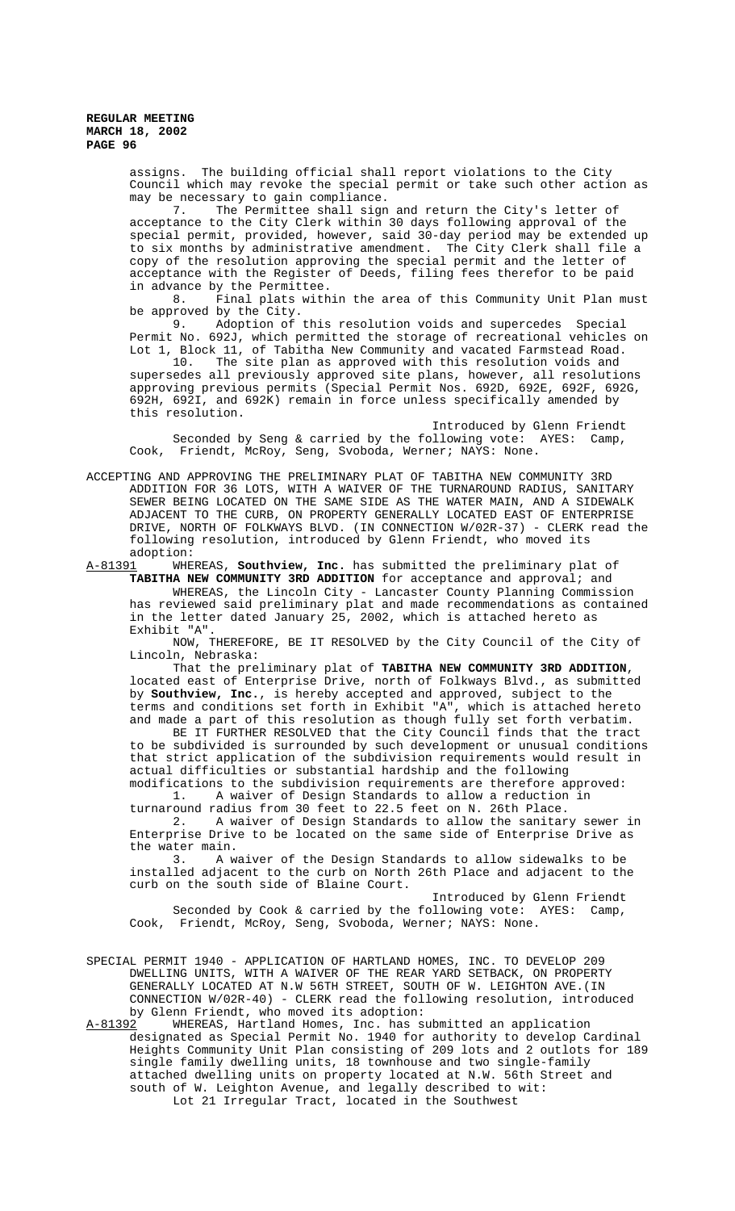assigns. The building official shall report violations to the City Council which may revoke the special permit or take such other action as may be necessary to gain compliance.

7. The Permittee shall sign and return the City's letter of acceptance to the City Clerk within 30 days following approval of the special permit, provided, however, said 30-day period may be extended up to six months by administrative amendment. The City Clerk shall file a copy of the resolution approving the special permit and the letter of acceptance with the Register of Deeds, filing fees therefor to be paid in advance by the Permittee.

8. Final plats within the area of this Community Unit Plan must be approved by the City.

9. Adoption of this resolution voids and supercedes Special Permit No. 692J, which permitted the storage of recreational vehicles on Lot 1, Block 11, of Tabitha New Community and vacated Farmstead Road.

10. The site plan as approved with this resolution voids and supersedes all previously approved site plans, however, all resolutions approving previous permits (Special Permit Nos. 692D, 692E, 692F, 692G, 692H, 692I, and 692K) remain in force unless specifically amended by this resolution.

Introduced by Glenn Friendt

Seconded by Seng & carried by the following vote: AYES: Camp, Cook, Friendt, McRoy, Seng, Svoboda, Werner; NAYS: None.

ACCEPTING AND APPROVING THE PRELIMINARY PLAT OF TABITHA NEW COMMUNITY 3RD ADDITION FOR 36 LOTS, WITH A WAIVER OF THE TURNAROUND RADIUS, SANITARY SEWER BEING LOCATED ON THE SAME SIDE AS THE WATER MAIN, AND A SIDEWALK ADJACENT TO THE CURB, ON PROPERTY GENERALLY LOCATED EAST OF ENTERPRISE DRIVE, NORTH OF FOLKWAYS BLVD. (IN CONNECTION W/02R-37) - CLERK read the following resolution, introduced by Glenn Friendt, who moved its adoption:

A-81391 WHEREAS, **Southview, Inc.** has submitted the preliminary plat of **TABITHA NEW COMMUNITY 3RD ADDITION** for acceptance and approval; and

WHEREAS, the Lincoln City - Lancaster County Planning Commission has reviewed said preliminary plat and made recommendations as contained in the letter dated January 25, 2002, which is attached hereto as Exhibit "A".

NOW, THEREFORE, BE IT RESOLVED by the City Council of the City of Lincoln, Nebraska:

That the preliminary plat of **TABITHA NEW COMMUNITY 3RD ADDITION**, located east of Enterprise Drive, north of Folkways Blvd., as submitted by **Southview, Inc.**, is hereby accepted and approved, subject to the terms and conditions set forth in Exhibit "A", which is attached hereto and made a part of this resolution as though fully set forth verbatim.

BE IT FURTHER RESOLVED that the City Council finds that the tract to be subdivided is surrounded by such development or unusual conditions that strict application of the subdivision requirements would result in actual difficulties or substantial hardship and the following modifications to the subdivision requirements are therefore approved:

1. A waiver of Design Standards to allow a reduction in turnaround radius from 30 feet to 22.5 feet on N. 26th Place.
2. A waiver of Design Standards to allow the sanitary sewer in Enterprise Drive to be located on the same side of Enterprise Drive as the water main.
3. A waiver of the Design Standards to allow sidewalks to be installed adjacent to the curb on North 26th Place and adjacent to the curb on the south side of Blaine Court.

Introduced by Glenn Friendt

Seconded by Cook & carried by the following vote: AYES: Camp, Cook, Friendt, McRoy, Seng, Svoboda, Werner; NAYS: None.

SPECIAL PERMIT 1940 - APPLICATION OF HARTLAND HOMES, INC. TO DEVELOP 209 DWELLING UNITS, WITH A WAIVER OF THE REAR YARD SETBACK, ON PROPERTY GENERALLY LOCATED AT N.W 56TH STREET, SOUTH OF W. LEIGHTON AVE.(IN CONNECTION W/02R-40) - CLERK read the following resolution, introduced by Glenn Friendt, who moved its adoption:

A-81392 WHEREAS, Hartland Homes, Inc. has submitted an application designated as Special Permit No. 1940 for authority to develop Cardinal Heights Community Unit Plan consisting of 209 lots and 2 outlots for 189 single family dwelling units, 18 townhouse and two single-family attached dwelling units on property located at N.W. 56th Street and south of W. Leighton Avenue, and legally described to wit:

Lot 21 Irregular Tract, located in the Southwest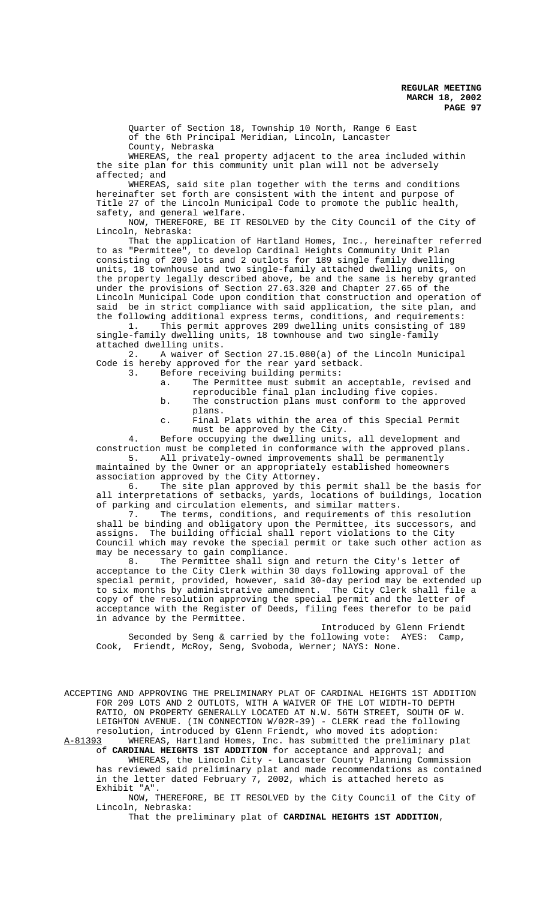Quarter of Section 18, Township 10 North, Range 6 East of the 6th Principal Meridian, Lincoln, Lancaster County, Nebraska

WHEREAS, the real property adjacent to the area included within the site plan for this community unit plan will not be adversely affected; and

WHEREAS, said site plan together with the terms and conditions hereinafter set forth are consistent with the intent and purpose of Title 27 of the Lincoln Municipal Code to promote the public health, safety, and general welfare.

NOW, THEREFORE, BE IT RESOLVED by the City Council of the City of Lincoln, Nebraska:

That the application of Hartland Homes, Inc., hereinafter referred to as "Permittee", to develop Cardinal Heights Community Unit Plan consisting of 209 lots and 2 outlots for 189 single family dwelling units, 18 townhouse and two single-family attached dwelling units, on the property legally described above, be and the same is hereby granted under the provisions of Section 27.63.320 and Chapter 27.65 of the Lincoln Municipal Code upon condition that construction and operation of said be in strict compliance with said application, the site plan, and the following additional express terms, conditions, and requirements:

1. This permit approves 209 dwelling units consisting of 189 single-family dwelling units, 18 townhouse and two single-family attached dwelling units.
2. A waiver of Section 27.15.080(a) of the Lincoln Municipal Code is hereby approved for the rear yard setback.
3. Before receiving building permits:
   a. The Permittee must submit an acceptable, revised and reproducible final plan including five copies.
   b. The construction plans must conform to the approved plans.
   c. Final Plats within the area of this Special Permit must be approved by the City.
4. Before occupying the dwelling units, all development and construction must be completed in conformance with the approved plans.
5. All privately-owned improvements shall be permanently maintained by the Owner or an appropriately established homeowners association approved by the City Attorney.
6. The site plan approved by this permit shall be the basis for all interpretations of setbacks, yards, locations of buildings, location of parking and circulation elements, and similar matters.
7. The terms, conditions, and requirements of this resolution shall be binding and obligatory upon the Permittee, its successors, and assigns. The building official shall report violations to the City Council which may revoke the special permit or take such other action as may be necessary to gain compliance.
8. The Permittee shall sign and return the City's letter of acceptance to the City Clerk within 30 days following approval of the special permit, provided, however, said 30-day period may be extended up to six months by administrative amendment. The City Clerk shall file a copy of the resolution approving the special permit and the letter of acceptance with the Register of Deeds, filing fees therefor to be paid in advance by the Permittee.

Introduced by Glenn Friendt

Seconded by Seng & carried by the following vote: AYES: Camp, Cook, Friendt, McRoy, Seng, Svoboda, Werner; NAYS: None.

ACCEPTING AND APPROVING THE PRELIMINARY PLAT OF CARDINAL HEIGHTS 1ST ADDITION FOR 209 LOTS AND 2 OUTLOTS, WITH A WAIVER OF THE LOT WIDTH-TO DEPTH RATIO, ON PROPERTY GENERALLY LOCATED AT N.W. 56TH STREET, SOUTH OF W. LEIGHTON AVENUE. (IN CONNECTION W/02R-39) - CLERK read the following resolution, introduced by Glenn Friendt, who moved its adoption:

A-81393 WHEREAS, Hartland Homes, Inc. has submitted the preliminary plat of **CARDINAL HEIGHTS 1ST ADDITION** for acceptance and approval; and

WHEREAS, the Lincoln City - Lancaster County Planning Commission has reviewed said preliminary plat and made recommendations as contained in the letter dated February 7, 2002, which is attached hereto as Exhibit "A".

NOW, THEREFORE, BE IT RESOLVED by the City Council of the City of Lincoln, Nebraska:

That the preliminary plat of **CARDINAL HEIGHTS 1ST ADDITION**,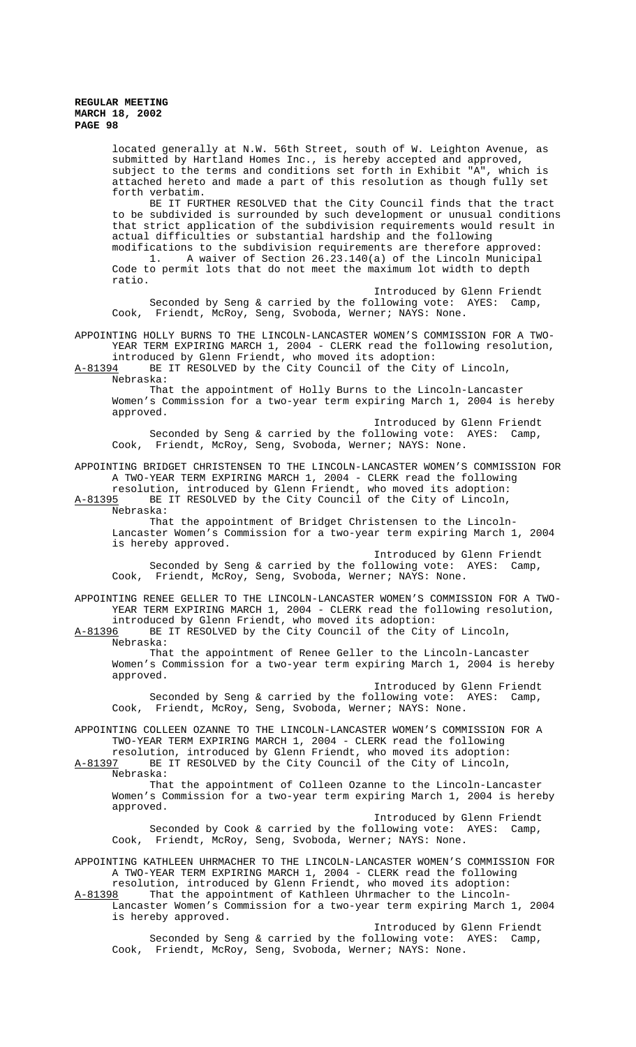located generally at N.W. 56th Street, south of W. Leighton Avenue, as submitted by Hartland Homes Inc., is hereby accepted and approved, subject to the terms and conditions set forth in Exhibit "A", which is attached hereto and made a part of this resolution as though fully set forth verbatim.

BE IT FURTHER RESOLVED that the City Council finds that the tract to be subdivided is surrounded by such development or unusual conditions that strict application of the subdivision requirements would result in actual difficulties or substantial hardship and the following modifications to the subdivision requirements are therefore approved:

1. A waiver of Section 26.23.140(a) of the Lincoln Municipal Code to permit lots that do not meet the maximum lot width to depth ratio.

Introduced by Glenn Friendt

Seconded by Seng & carried by the following vote: AYES: Camp, Cook, Friendt, McRoy, Seng, Svoboda, Werner; NAYS: None.

APPOINTING HOLLY BURNS TO THE LINCOLN-LANCASTER WOMEN'S COMMISSION FOR A TWO-YEAR TERM EXPIRING MARCH 1, 2004 - CLERK read the following resolution, introduced by Glenn Friendt, who moved its adoption:

A-81394 BE IT RESOLVED by the City Council of the City of Lincoln, Nebraska:

That the appointment of Holly Burns to the Lincoln-Lancaster Women's Commission for a two-year term expiring March 1, 2004 is hereby approved.

Introduced by Glenn Friendt

Seconded by Seng & carried by the following vote: AYES: Camp, Cook, Friendt, McRoy, Seng, Svoboda, Werner; NAYS: None.

APPOINTING BRIDGET CHRISTENSEN TO THE LINCOLN-LANCASTER WOMEN'S COMMISSION FOR A TWO-YEAR TERM EXPIRING MARCH 1, 2004 - CLERK read the following resolution, introduced by Glenn Friendt, who moved its adoption:

A-81395 BE IT RESOLVED by the City Council of the City of Lincoln, Nebraska:

That the appointment of Bridget Christensen to the Lincoln-Lancaster Women's Commission for a two-year term expiring March 1, 2004 is hereby approved.

Introduced by Glenn Friendt

Seconded by Seng & carried by the following vote: AYES: Camp, Cook, Friendt, McRoy, Seng, Svoboda, Werner; NAYS: None.

APPOINTING RENEE GELLER TO THE LINCOLN-LANCASTER WOMEN'S COMMISSION FOR A TWO-YEAR TERM EXPIRING MARCH 1, 2004 - CLERK read the following resolution, introduced by Glenn Friendt, who moved its adoption:

A-81396 BE IT RESOLVED by the City Council of the City of Lincoln, Nebraska:

That the appointment of Renee Geller to the Lincoln-Lancaster Women's Commission for a two-year term expiring March 1, 2004 is hereby approved.

Introduced by Glenn Friendt

Seconded by Seng & carried by the following vote: AYES: Camp, Cook, Friendt, McRoy, Seng, Svoboda, Werner; NAYS: None.

APPOINTING COLLEEN OZANNE TO THE LINCOLN-LANCASTER WOMEN'S COMMISSION FOR A TWO-YEAR TERM EXPIRING MARCH 1, 2004 - CLERK read the following resolution, introduced by Glenn Friendt, who moved its adoption:

A-81397 BE IT RESOLVED by the City Council of the City of Lincoln, Nebraska:

That the appointment of Colleen Ozanne to the Lincoln-Lancaster Women's Commission for a two-year term expiring March 1, 2004 is hereby approved.

Introduced by Glenn Friendt

Seconded by Cook & carried by the following vote: AYES: Camp, Cook, Friendt, McRoy, Seng, Svoboda, Werner; NAYS: None.

APPOINTING KATHLEEN UHRMACHER TO THE LINCOLN-LANCASTER WOMEN'S COMMISSION FOR A TWO-YEAR TERM EXPIRING MARCH 1, 2004 - CLERK read the following resolution, introduced by Glenn Friendt, who moved its adoption:

A-81398 That the appointment of Kathleen Uhrmacher to the Lincoln-Lancaster Women's Commission for a two-year term expiring March 1, 2004 is hereby approved.

Introduced by Glenn Friendt

Seconded by Seng & carried by the following vote: AYES: Camp, Cook, Friendt, McRoy, Seng, Svoboda, Werner; NAYS: None.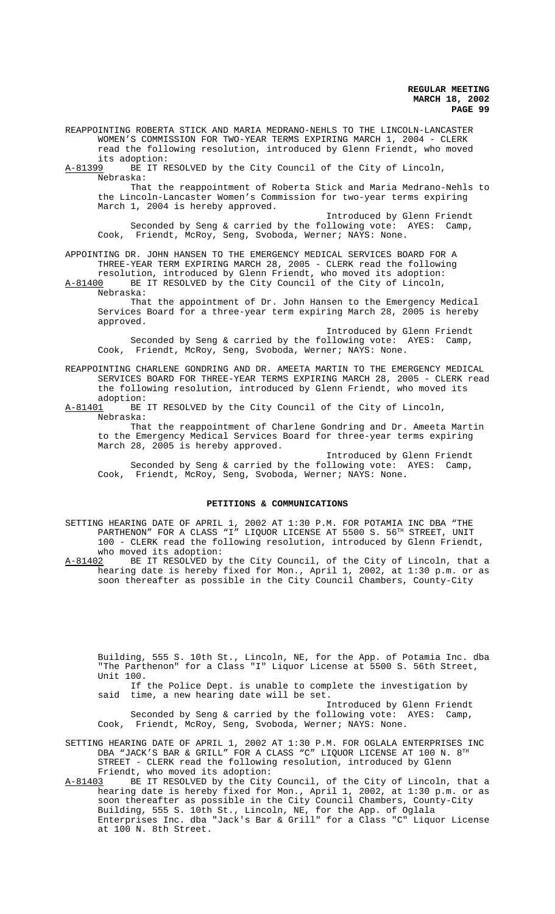REAPPOINTING ROBERTA STICK AND MARIA MEDRANO-NEHLS TO THE LINCOLN-LANCASTER WOMEN'S COMMISSION FOR TWO-YEAR TERMS EXPIRING MARCH 1, 2004 - CLERK read the following resolution, introduced by Glenn Friendt, who moved its adoption:

A-81399 BE IT RESOLVED by the City Council of the City of Lincoln, Nebraska:

That the reappointment of Roberta Stick and Maria Medrano-Nehls to the Lincoln-Lancaster Women's Commission for two-year terms expiring March 1, 2004 is hereby approved.

Introduced by Glenn Friendt

Seconded by Seng & carried by the following vote: AYES: Camp, Cook, Friendt, McRoy, Seng, Svoboda, Werner; NAYS: None.

APPOINTING DR. JOHN HANSEN TO THE EMERGENCY MEDICAL SERVICES BOARD FOR A THREE-YEAR TERM EXPIRING MARCH 28, 2005 - CLERK read the following resolution, introduced by Glenn Friendt, who moved its adoption:

A-81400 BE IT RESOLVED by the City Council of the City of Lincoln, Nebraska:

That the appointment of Dr. John Hansen to the Emergency Medical Services Board for a three-year term expiring March 28, 2005 is hereby approved.

Introduced by Glenn Friendt

Seconded by Seng & carried by the following vote: AYES: Camp, Cook, Friendt, McRoy, Seng, Svoboda, Werner; NAYS: None.

REAPPOINTING CHARLENE GONDRING AND DR. AMEETA MARTIN TO THE EMERGENCY MEDICAL SERVICES BOARD FOR THREE-YEAR TERMS EXPIRING MARCH 28, 2005 - CLERK read the following resolution, introduced by Glenn Friendt, who moved its adoption:

A-81401 BE IT RESOLVED by the City Council of the City of Lincoln, Nebraska:

That the reappointment of Charlene Gondring and Dr. Ameeta Martin to the Emergency Medical Services Board for three-year terms expiring March 28, 2005 is hereby approved.

Introduced by Glenn Friendt

Seconded by Seng & carried by the following vote: AYES: Camp, Cook, Friendt, McRoy, Seng, Svoboda, Werner; NAYS: None.

## PETITIONS & COMMUNICATIONS

SETTING HEARING DATE OF APRIL 1, 2002 AT 1:30 P.M. FOR POTAMIA INC DBA "THE PARTHENON" FOR A CLASS "I" LIQUOR LICENSE AT 5500 S. 56TH STREET, UNIT 100 - CLERK read the following resolution, introduced by Glenn Friendt, who moved its adoption:

A-81402 BE IT RESOLVED by the City Council, of the City of Lincoln, that a hearing date is hereby fixed for Mon., April 1, 2002, at 1:30 p.m. or as soon thereafter as possible in the City Council Chambers, County-City Building, 555 S. 10th St., Lincoln, NE, for the App. of Potamia Inc. dba "The Parthenon" for a Class "I" Liquor License at 5500 S. 56th Street, Unit 100.

If the Police Dept. is unable to complete the investigation by said time, a new hearing date will be set.

Introduced by Glenn Friendt

Seconded by Seng & carried by the following vote: AYES: Camp, Cook, Friendt, McRoy, Seng, Svoboda, Werner; NAYS: None.

SETTING HEARING DATE OF APRIL 1, 2002 AT 1:30 P.M. FOR OGLALA ENTERPRISES INC DBA "JACK'S BAR & GRILL" FOR A CLASS "C" LIQUOR LICENSE AT 100 N. 8TH STREET - CLERK read the following resolution, introduced by Glenn Friendt, who moved its adoption:

A-81403 BE IT RESOLVED by the City Council, of the City of Lincoln, that a hearing date is hereby fixed for Mon., April 1, 2002, at 1:30 p.m. or as soon thereafter as possible in the City Council Chambers, County-City Building, 555 S. 10th St., Lincoln, NE, for the App. of Oglala Enterprises Inc. dba "Jack's Bar & Grill" for a Class "C" Liquor License at 100 N. 8th Street.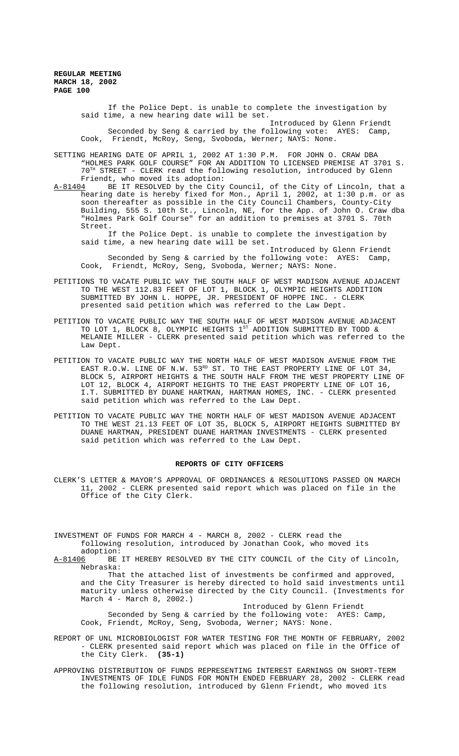If the Police Dept. is unable to complete the investigation by said time, a new hearing date will be set.

Introduced by Glenn Friendt

Seconded by Seng & carried by the following vote: AYES: Camp, Cook, Friendt, McRoy, Seng, Svoboda, Werner; NAYS: None.

SETTING HEARING DATE OF APRIL 1, 2002 AT 1:30 P.M. FOR JOHN O. CRAW DBA "HOLMES PARK GOLF COURSE" FOR AN ADDITION TO LICENSED PREMISE AT 3701 S. 70TH STREET - CLERK read the following resolution, introduced by Glenn Friendt, who moved its adoption:

A-81404 BE IT RESOLVED by the City Council, of the City of Lincoln, that a hearing date is hereby fixed for Mon., April 1, 2002, at 1:30 p.m. or as soon thereafter as possible in the City Council Chambers, County-City Building, 555 S. 10th St., Lincoln, NE, for the App. of John O. Craw dba "Holmes Park Golf Course" for an addition to premises at 3701 S. 70th Street.

If the Police Dept. is unable to complete the investigation by said time, a new hearing date will be set.

Introduced by Glenn Friendt

Seconded by Seng & carried by the following vote: AYES: Camp, Cook, Friendt, McRoy, Seng, Svoboda, Werner; NAYS: None.

PETITIONS TO VACATE PUBLIC WAY THE SOUTH HALF OF WEST MADISON AVENUE ADJACENT TO THE WEST 112.83 FEET OF LOT 1, BLOCK 1, OLYMPIC HEIGHTS ADDITION SUBMITTED BY JOHN L. HOPPE, JR. PRESIDENT OF HOPPE INC. - CLERK presented said petition which was referred to the Law Dept.

PETITION TO VACATE PUBLIC WAY THE SOUTH HALF OF WEST MADISON AVENUE ADJACENT TO LOT 1, BLOCK 8, OLYMPIC HEIGHTS 1ST ADDITION SUBMITTED BY TODD & MELANIE MILLER - CLERK presented said petition which was referred to the Law Dept.

PETITION TO VACATE PUBLIC WAY THE NORTH HALF OF WEST MADISON AVENUE FROM THE EAST R.O.W. LINE OF N.W. 53RD ST. TO THE EAST PROPERTY LINE OF LOT 34, BLOCK 5, AIRPORT HEIGHTS & THE SOUTH HALF FROM THE WEST PROPERTY LINE OF LOT 12, BLOCK 4, AIRPORT HEIGHTS TO THE EAST PROPERTY LINE OF LOT 16, I.T. SUBMITTED BY DUANE HARTMAN, HARTMAN HOMES, INC. - CLERK presented said petition which was referred to the Law Dept.

PETITION TO VACATE PUBLIC WAY THE NORTH HALF OF WEST MADISON AVENUE ADJACENT TO THE WEST 21.13 FEET OF LOT 35, BLOCK 5, AIRPORT HEIGHTS SUBMITTED BY DUANE HARTMAN, PRESIDENT DUANE HARTMAN INVESTMENTS - CLERK presented said petition which was referred to the Law Dept.

## REPORTS OF CITY OFFICERS

CLERK'S LETTER & MAYOR'S APPROVAL OF ORDINANCES & RESOLUTIONS PASSED ON MARCH 11, 2002 - CLERK presented said report which was placed on file in the Office of the City Clerk.

INVESTMENT OF FUNDS FOR MARCH 4 - MARCH 8, 2002 - CLERK read the following resolution, introduced by Jonathan Cook, who moved its adoption:

A-81406 BE IT HEREBY RESOLVED BY THE CITY COUNCIL of the City of Lincoln, Nebraska:

That the attached list of investments be confirmed and approved, and the City Treasurer is hereby directed to hold said investments until maturity unless otherwise directed by the City Council. (Investments for March 4 - March 8, 2002.)

Introduced by Glenn Friendt

Seconded by Seng & carried by the following vote: AYES: Camp, Cook, Friendt, McRoy, Seng, Svoboda, Werner; NAYS: None.

REPORT OF UNL MICROBIOLOGIST FOR WATER TESTING FOR THE MONTH OF FEBRUARY, 2002 - CLERK presented said report which was placed on file in the Office of the City Clerk. **(35-1)**

APPROVING DISTRIBUTION OF FUNDS REPRESENTING INTEREST EARNINGS ON SHORT-TERM INVESTMENTS OF IDLE FUNDS FOR MONTH ENDED FEBRUARY 28, 2002 - CLERK read the following resolution, introduced by Glenn Friendt, who moved its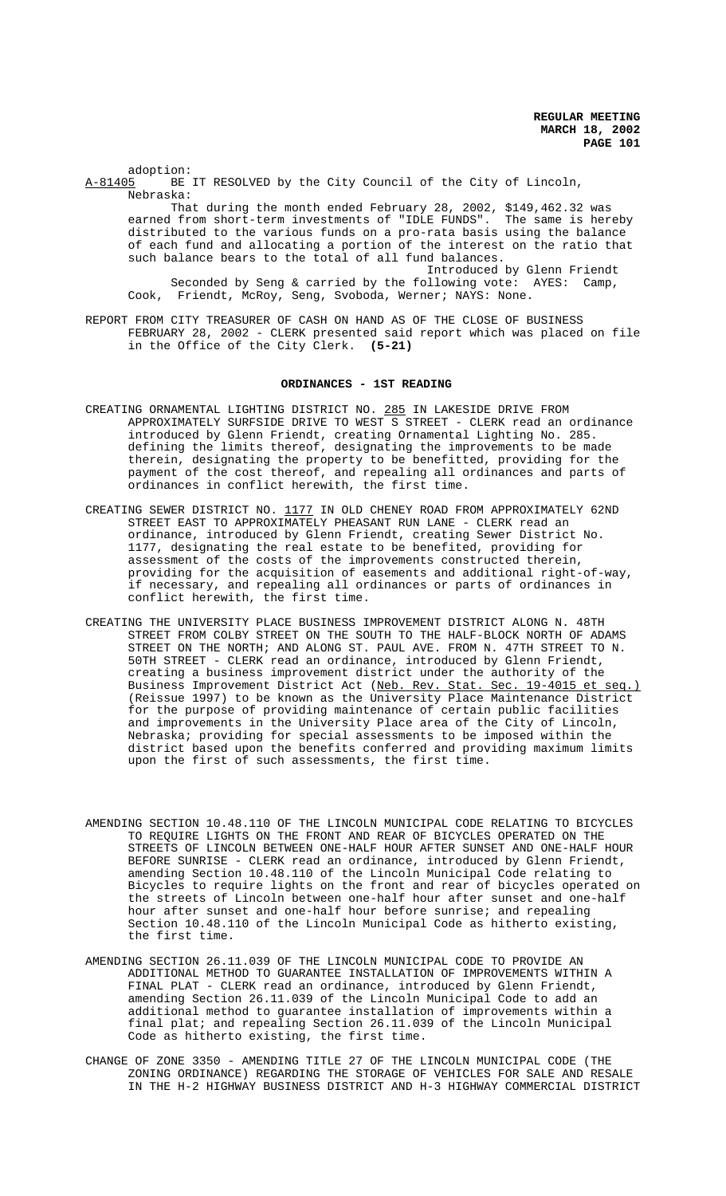adoption:

A-81405 BE IT RESOLVED by the City Council of the City of Lincoln, Nebraska:

That during the month ended February 28, 2002, $149,462.32 was earned from short-term investments of "IDLE FUNDS". The same is hereby distributed to the various funds on a pro-rata basis using the balance of each fund and allocating a portion of the interest on the ratio that such balance bears to the total of all fund balances.

Introduced by Glenn Friendt

Seconded by Seng & carried by the following vote: AYES: Camp, Cook, Friendt, McRoy, Seng, Svoboda, Werner; NAYS: None.

REPORT FROM CITY TREASURER OF CASH ON HAND AS OF THE CLOSE OF BUSINESS FEBRUARY 28, 2002 - CLERK presented said report which was placed on file in the Office of the City Clerk. **(5-21)**

## ORDINANCES - 1ST READING

CREATING ORNAMENTAL LIGHTING DISTRICT NO. 285 IN LAKESIDE DRIVE FROM APPROXIMATELY SURFSIDE DRIVE TO WEST S STREET - CLERK read an ordinance introduced by Glenn Friendt, creating Ornamental Lighting No. 285. defining the limits thereof, designating the improvements to be made therein, designating the property to be benefitted, providing for the payment of the cost thereof, and repealing all ordinances and parts of ordinances in conflict herewith, the first time.

CREATING SEWER DISTRICT NO. 1177 IN OLD CHENEY ROAD FROM APPROXIMATELY 62ND STREET EAST TO APPROXIMATELY PHEASANT RUN LANE - CLERK read an ordinance, introduced by Glenn Friendt, creating Sewer District No. 1177, designating the real estate to be benefited, providing for assessment of the costs of the improvements constructed therein, providing for the acquisition of easements and additional right-of-way, if necessary, and repealing all ordinances or parts of ordinances in conflict herewith, the first time.

CREATING THE UNIVERSITY PLACE BUSINESS IMPROVEMENT DISTRICT ALONG N. 48TH STREET FROM COLBY STREET ON THE SOUTH TO THE HALF-BLOCK NORTH OF ADAMS STREET ON THE NORTH; AND ALONG ST. PAUL AVE. FROM N. 47TH STREET TO N. 50TH STREET - CLERK read an ordinance, introduced by Glenn Friendt, creating a business improvement district under the authority of the Business Improvement District Act (Neb. Rev. Stat. Sec. 19-4015 et seq.) (Reissue 1997) to be known as the University Place Maintenance District for the purpose of providing maintenance of certain public facilities and improvements in the University Place area of the City of Lincoln, Nebraska; providing for special assessments to be imposed within the district based upon the benefits conferred and providing maximum limits upon the first of such assessments, the first time.

AMENDING SECTION 10.48.110 OF THE LINCOLN MUNICIPAL CODE RELATING TO BICYCLES TO REQUIRE LIGHTS ON THE FRONT AND REAR OF BICYCLES OPERATED ON THE STREETS OF LINCOLN BETWEEN ONE-HALF HOUR AFTER SUNSET AND ONE-HALF HOUR BEFORE SUNRISE - CLERK read an ordinance, introduced by Glenn Friendt, amending Section 10.48.110 of the Lincoln Municipal Code relating to Bicycles to require lights on the front and rear of bicycles operated on the streets of Lincoln between one-half hour after sunset and one-half hour after sunset and one-half hour before sunrise; and repealing Section 10.48.110 of the Lincoln Municipal Code as hitherto existing, the first time.

AMENDING SECTION 26.11.039 OF THE LINCOLN MUNICIPAL CODE TO PROVIDE AN ADDITIONAL METHOD TO GUARANTEE INSTALLATION OF IMPROVEMENTS WITHIN A FINAL PLAT - CLERK read an ordinance, introduced by Glenn Friendt, amending Section 26.11.039 of the Lincoln Municipal Code to add an additional method to guarantee installation of improvements within a final plat; and repealing Section 26.11.039 of the Lincoln Municipal Code as hitherto existing, the first time.

CHANGE OF ZONE 3350 - AMENDING TITLE 27 OF THE LINCOLN MUNICIPAL CODE (THE ZONING ORDINANCE) REGARDING THE STORAGE OF VEHICLES FOR SALE AND RESALE IN THE H-2 HIGHWAY BUSINESS DISTRICT AND H-3 HIGHWAY COMMERCIAL DISTRICT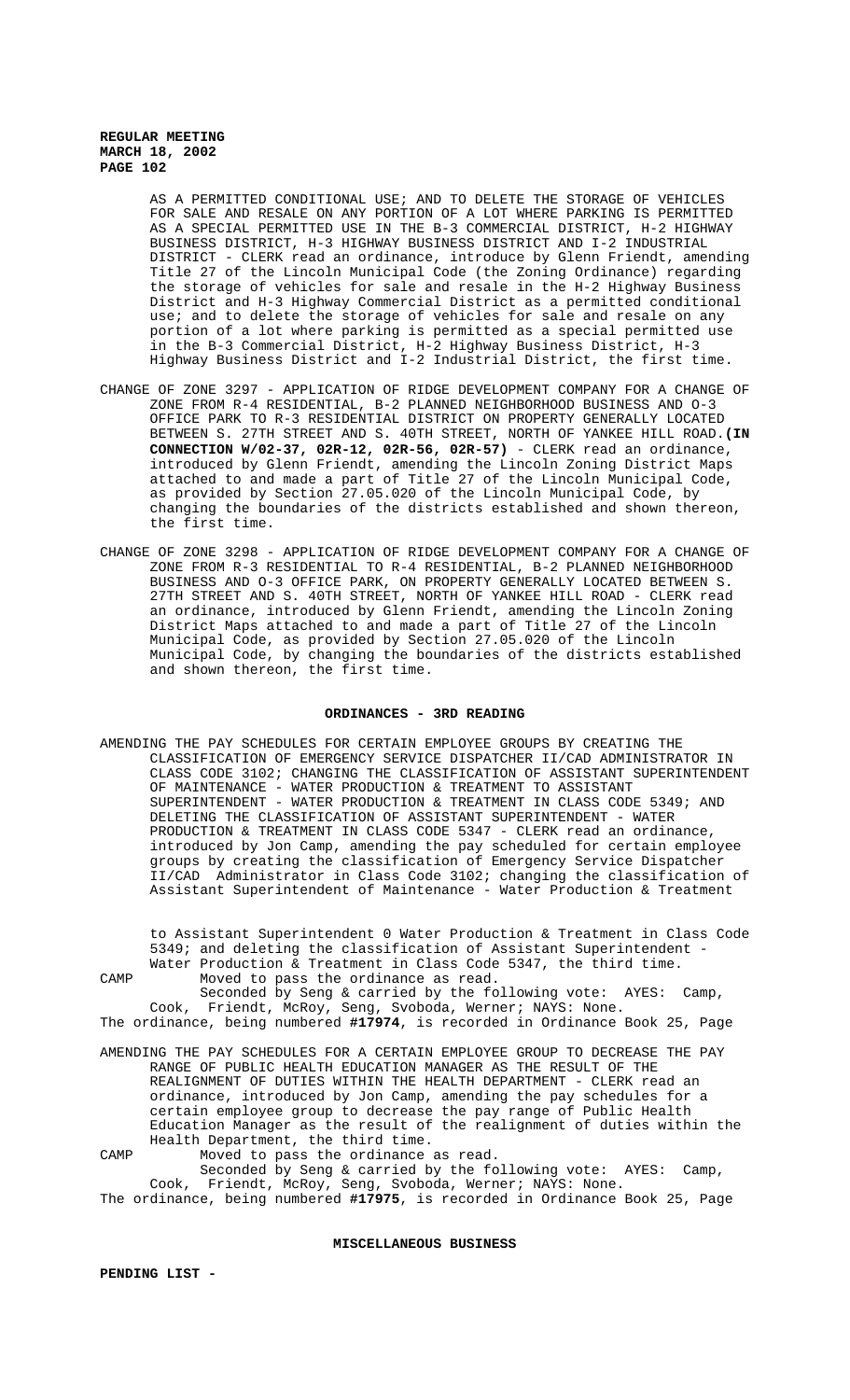AS A PERMITTED CONDITIONAL USE; AND TO DELETE THE STORAGE OF VEHICLES FOR SALE AND RESALE ON ANY PORTION OF A LOT WHERE PARKING IS PERMITTED AS A SPECIAL PERMITTED USE IN THE B-3 COMMERCIAL DISTRICT, H-2 HIGHWAY BUSINESS DISTRICT, H-3 HIGHWAY BUSINESS DISTRICT AND I-2 INDUSTRIAL DISTRICT - CLERK read an ordinance, introduce by Glenn Friendt, amending Title 27 of the Lincoln Municipal Code (the Zoning Ordinance) regarding the storage of vehicles for sale and resale in the H-2 Highway Business District and H-3 Highway Commercial District as a permitted conditional use; and to delete the storage of vehicles for sale and resale on any portion of a lot where parking is permitted as a special permitted use in the B-3 Commercial District, H-2 Highway Business District, H-3 Highway Business District and I-2 Industrial District, the first time.

CHANGE OF ZONE 3297 - APPLICATION OF RIDGE DEVELOPMENT COMPANY FOR A CHANGE OF ZONE FROM R-4 RESIDENTIAL, B-2 PLANNED NEIGHBORHOOD BUSINESS AND O-3 OFFICE PARK TO R-3 RESIDENTIAL DISTRICT ON PROPERTY GENERALLY LOCATED BETWEEN S. 27TH STREET AND S. 40TH STREET, NORTH OF YANKEE HILL ROAD. **(IN CONNECTION W/02-37, 02R-12, 02R-56, 02R-57)** - CLERK read an ordinance, introduced by Glenn Friendt, amending the Lincoln Zoning District Maps attached to and made a part of Title 27 of the Lincoln Municipal Code, as provided by Section 27.05.020 of the Lincoln Municipal Code, by changing the boundaries of the districts established and shown thereon, the first time.

CHANGE OF ZONE 3298 - APPLICATION OF RIDGE DEVELOPMENT COMPANY FOR A CHANGE OF ZONE FROM R-3 RESIDENTIAL TO R-4 RESIDENTIAL, B-2 PLANNED NEIGHBORHOOD BUSINESS AND O-3 OFFICE PARK, ON PROPERTY GENERALLY LOCATED BETWEEN S. 27TH STREET AND S. 40TH STREET, NORTH OF YANKEE HILL ROAD - CLERK read an ordinance, introduced by Glenn Friendt, amending the Lincoln Zoning District Maps attached to and made a part of Title 27 of the Lincoln Municipal Code, as provided by Section 27.05.020 of the Lincoln Municipal Code, by changing the boundaries of the districts established and shown thereon, the first time.

## ORDINANCES - 3RD READING

AMENDING THE PAY SCHEDULES FOR CERTAIN EMPLOYEE GROUPS BY CREATING THE CLASSIFICATION OF EMERGENCY SERVICE DISPATCHER II/CAD ADMINISTRATOR IN CLASS CODE 3102; CHANGING THE CLASSIFICATION OF ASSISTANT SUPERINTENDENT OF MAINTENANCE - WATER PRODUCTION & TREATMENT TO ASSISTANT SUPERINTENDENT - WATER PRODUCTION & TREATMENT IN CLASS CODE 5349; AND DELETING THE CLASSIFICATION OF ASSISTANT SUPERINTENDENT - WATER PRODUCTION & TREATMENT IN CLASS CODE 5347 - CLERK read an ordinance, introduced by Jon Camp, amending the pay scheduled for certain employee groups by creating the classification of Emergency Service Dispatcher II/CAD Administrator in Class Code 3102; changing the classification of Assistant Superintendent of Maintenance - Water Production & Treatment to Assistant Superintendent 0 Water Production & Treatment in Class Code 5349; and deleting the classification of Assistant Superintendent - Water Production & Treatment in Class Code 5347, the third time.

CAMP Moved to pass the ordinance as read.
Seconded by Seng & carried by the following vote: AYES: Camp, Cook, Friendt, McRoy, Seng, Svoboda, Werner; NAYS: None.

The ordinance, being numbered **#17974**, is recorded in Ordinance Book 25, Page

AMENDING THE PAY SCHEDULES FOR A CERTAIN EMPLOYEE GROUP TO DECREASE THE PAY RANGE OF PUBLIC HEALTH EDUCATION MANAGER AS THE RESULT OF THE REALIGNMENT OF DUTIES WITHIN THE HEALTH DEPARTMENT - CLERK read an ordinance, introduced by Jon Camp, amending the pay schedules for a certain employee group to decrease the pay range of Public Health Education Manager as the result of the realignment of duties within the Health Department, the third time.

CAMP Moved to pass the ordinance as read.
Seconded by Seng & carried by the following vote: AYES: Camp, Cook, Friendt, McRoy, Seng, Svoboda, Werner; NAYS: None.

The ordinance, being numbered **#17975**, is recorded in Ordinance Book 25, Page

## MISCELLANEOUS BUSINESS

**PENDING LIST -**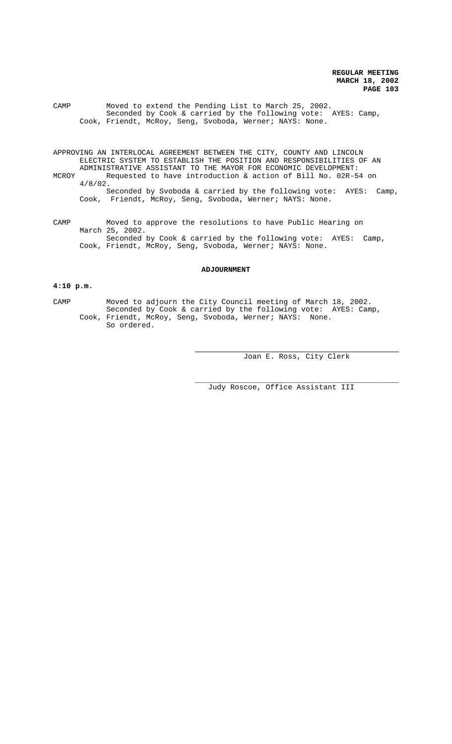CAMP Moved to extend the Pending List to March 25, 2002.
Seconded by Cook & carried by the following vote: AYES: Camp, Cook, Friendt, McRoy, Seng, Svoboda, Werner; NAYS: None.

APPROVING AN INTERLOCAL AGREEMENT BETWEEN THE CITY, COUNTY AND LINCOLN ELECTRIC SYSTEM TO ESTABLISH THE POSITION AND RESPONSIBILITIES OF AN ADMINISTRATIVE ASSISTANT TO THE MAYOR FOR ECONOMIC DEVELOPMENT:

MCROY Requested to have introduction & action of Bill No. 02R-54 on 4/8/02.
Seconded by Svoboda & carried by the following vote: AYES: Camp, Cook, Friendt, McRoy, Seng, Svoboda, Werner; NAYS: None.

CAMP Moved to approve the resolutions to have Public Hearing on March 25, 2002.
Seconded by Cook & carried by the following vote: AYES: Camp, Cook, Friendt, McRoy, Seng, Svoboda, Werner; NAYS: None.

## ADJOURNMENT

**4:10 p.m.**

CAMP Moved to adjourn the City Council meeting of March 18, 2002.
Seconded by Cook & carried by the following vote: AYES: Camp, Cook, Friendt, McRoy, Seng, Svoboda, Werner; NAYS: None.
So ordered.

Joan E. Ross, City Clerk

Judy Roscoe, Office Assistant III